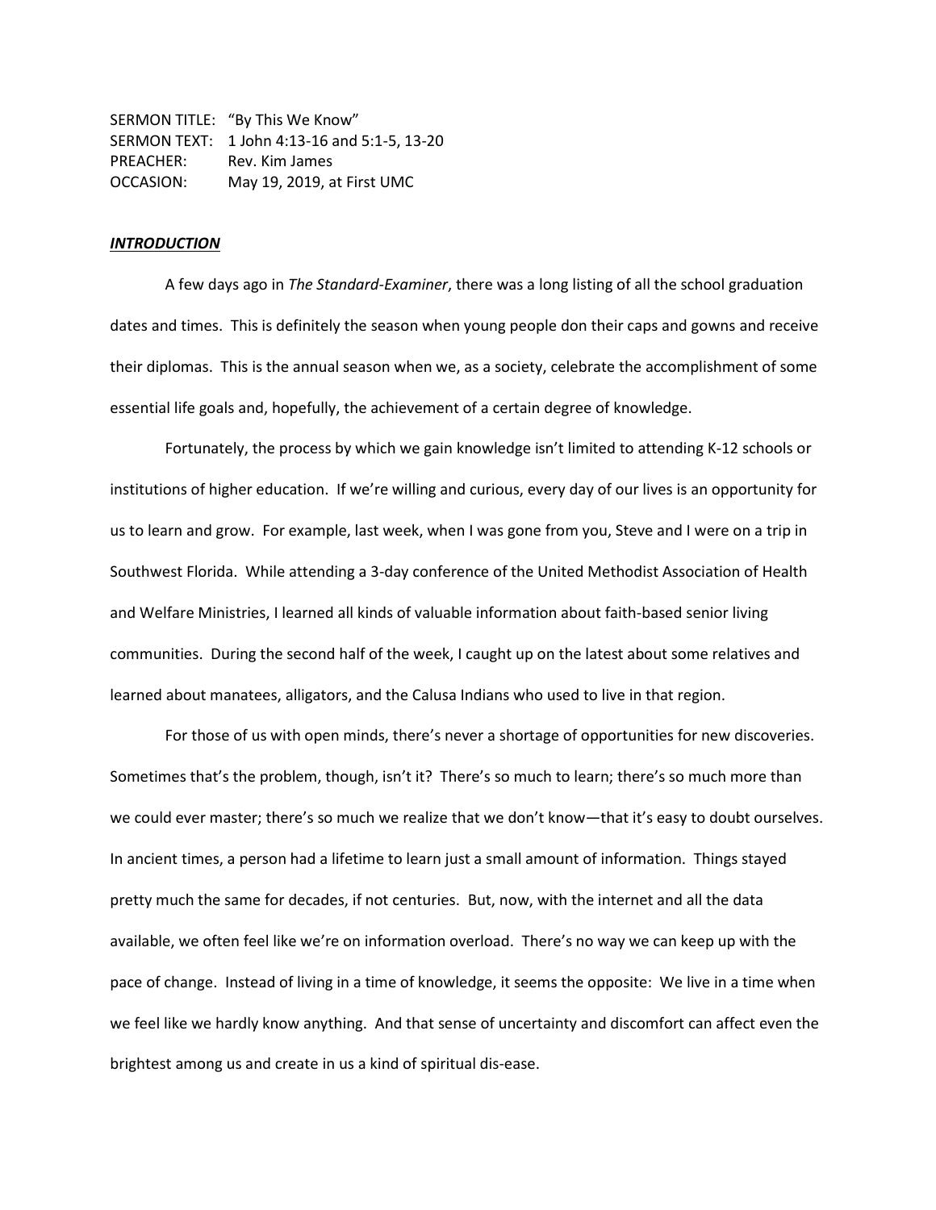SERMON TITLE: "By This We Know"
SERMON TEXT: 1 John 4:13-16 and 5:1-5, 13-20
PREACHER: Rev. Kim James
OCCASION: May 19, 2019, at First UMC

***INTRODUCTION***

A few days ago in *The Standard-Examiner*, there was a long listing of all the school graduation dates and times. This is definitely the season when young people don their caps and gowns and receive their diplomas. This is the annual season when we, as a society, celebrate the accomplishment of some essential life goals and, hopefully, the achievement of a certain degree of knowledge.

Fortunately, the process by which we gain knowledge isn't limited to attending K-12 schools or institutions of higher education. If we're willing and curious, every day of our lives is an opportunity for us to learn and grow. For example, last week, when I was gone from you, Steve and I were on a trip in Southwest Florida. While attending a 3-day conference of the United Methodist Association of Health and Welfare Ministries, I learned all kinds of valuable information about faith-based senior living communities. During the second half of the week, I caught up on the latest about some relatives and learned about manatees, alligators, and the Calusa Indians who used to live in that region.

For those of us with open minds, there's never a shortage of opportunities for new discoveries. Sometimes that's the problem, though, isn't it? There's so much to learn; there's so much more than we could ever master; there's so much we realize that we don't know—that it's easy to doubt ourselves. In ancient times, a person had a lifetime to learn just a small amount of information. Things stayed pretty much the same for decades, if not centuries. But, now, with the internet and all the data available, we often feel like we're on information overload. There's no way we can keep up with the pace of change. Instead of living in a time of knowledge, it seems the opposite: We live in a time when we feel like we hardly know anything. And that sense of uncertainty and discomfort can affect even the brightest among us and create in us a kind of spiritual dis-ease.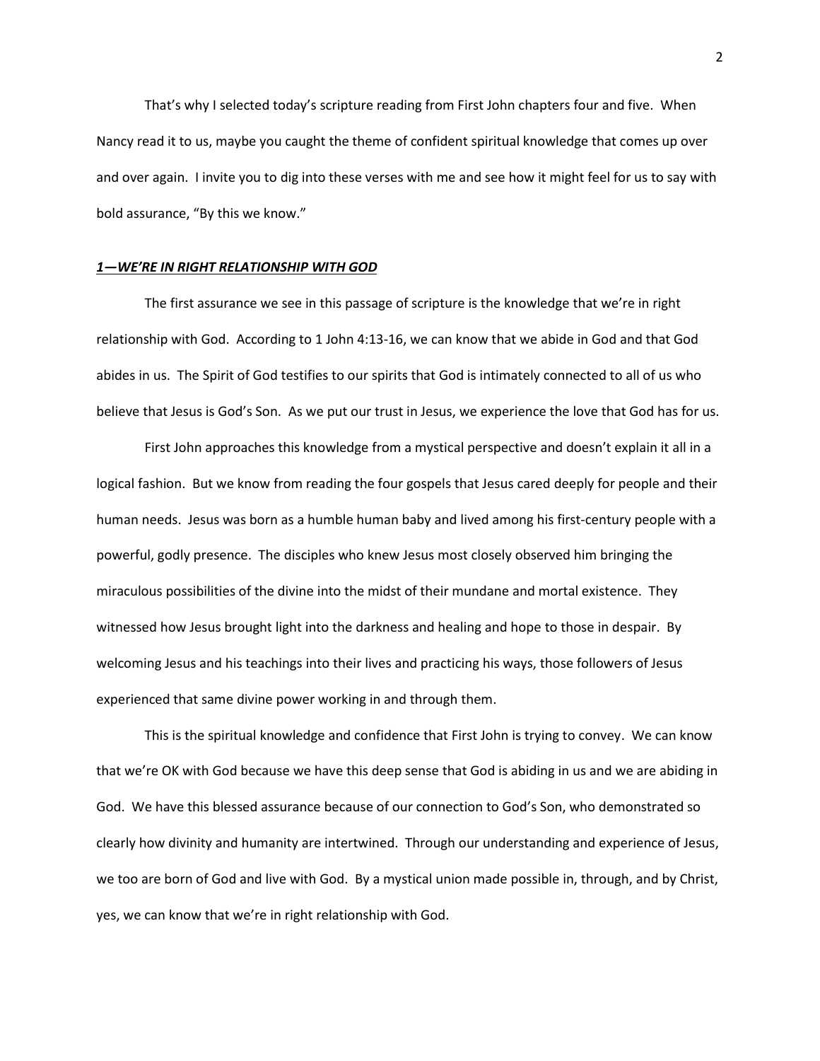That's why I selected today's scripture reading from First John chapters four and five. When Nancy read it to us, maybe you caught the theme of confident spiritual knowledge that comes up over and over again. I invite you to dig into these verses with me and see how it might feel for us to say with bold assurance, "By this we know."

***<u>1—WE'RE IN RIGHT RELATIONSHIP WITH GOD</u>***

The first assurance we see in this passage of scripture is the knowledge that we're in right relationship with God. According to 1 John 4:13-16, we can know that we abide in God and that God abides in us. The Spirit of God testifies to our spirits that God is intimately connected to all of us who believe that Jesus is God's Son. As we put our trust in Jesus, we experience the love that God has for us.

First John approaches this knowledge from a mystical perspective and doesn't explain it all in a logical fashion. But we know from reading the four gospels that Jesus cared deeply for people and their human needs. Jesus was born as a humble human baby and lived among his first-century people with a powerful, godly presence. The disciples who knew Jesus most closely observed him bringing the miraculous possibilities of the divine into the midst of their mundane and mortal existence. They witnessed how Jesus brought light into the darkness and healing and hope to those in despair. By welcoming Jesus and his teachings into their lives and practicing his ways, those followers of Jesus experienced that same divine power working in and through them.

This is the spiritual knowledge and confidence that First John is trying to convey. We can know that we're OK with God because we have this deep sense that God is abiding in us and we are abiding in God. We have this blessed assurance because of our connection to God's Son, who demonstrated so clearly how divinity and humanity are intertwined. Through our understanding and experience of Jesus, we too are born of God and live with God. By a mystical union made possible in, through, and by Christ, yes, we can know that we're in right relationship with God.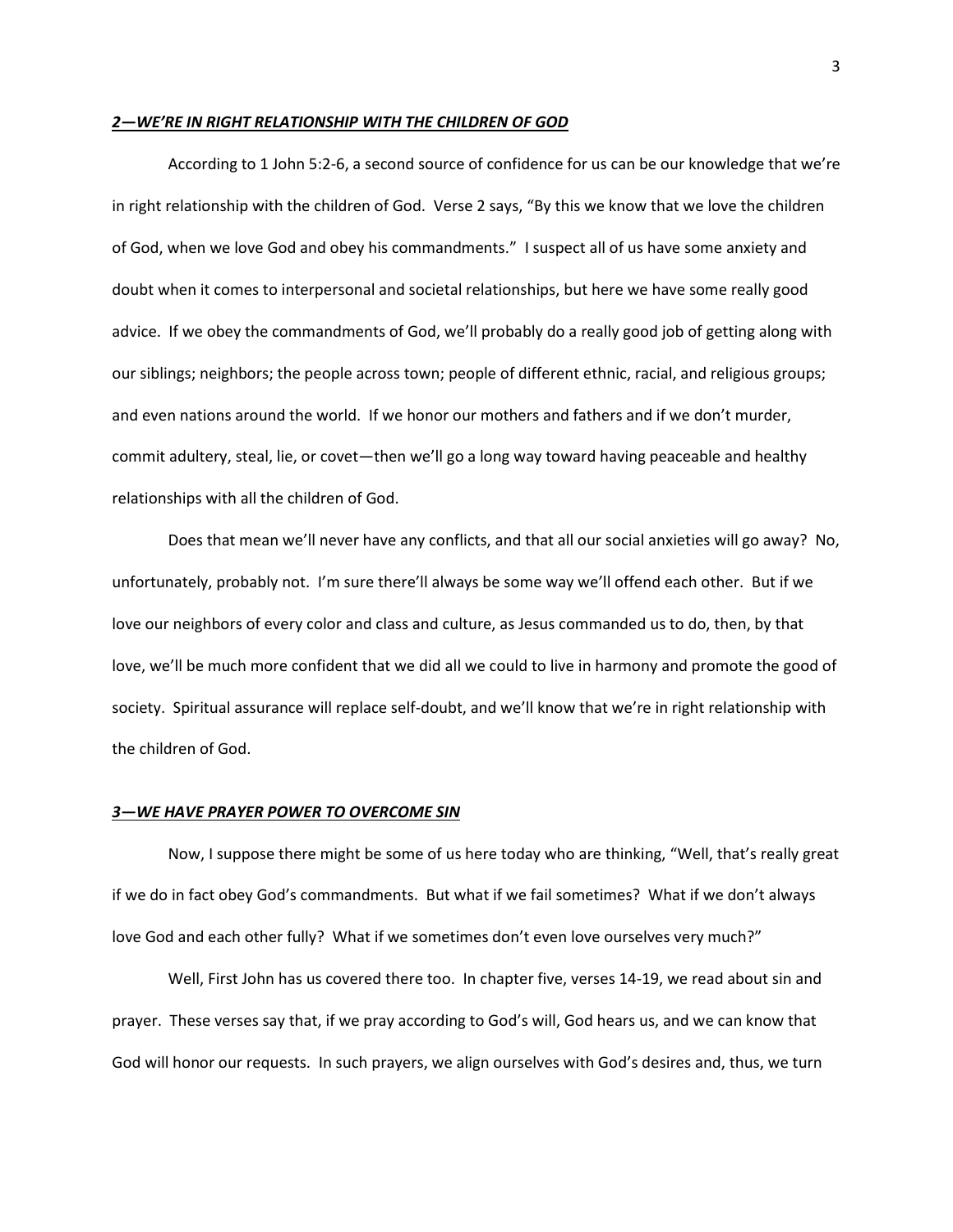### ***2—WE'RE IN RIGHT RELATIONSHIP WITH THE CHILDREN OF GOD***

According to 1 John 5:2-6, a second source of confidence for us can be our knowledge that we're in right relationship with the children of God. Verse 2 says, "By this we know that we love the children of God, when we love God and obey his commandments." I suspect all of us have some anxiety and doubt when it comes to interpersonal and societal relationships, but here we have some really good advice. If we obey the commandments of God, we'll probably do a really good job of getting along with our siblings; neighbors; the people across town; people of different ethnic, racial, and religious groups; and even nations around the world. If we honor our mothers and fathers and if we don't murder, commit adultery, steal, lie, or covet—then we'll go a long way toward having peaceable and healthy relationships with all the children of God.

Does that mean we'll never have any conflicts, and that all our social anxieties will go away? No, unfortunately, probably not. I'm sure there'll always be some way we'll offend each other. But if we love our neighbors of every color and class and culture, as Jesus commanded us to do, then, by that love, we'll be much more confident that we did all we could to live in harmony and promote the good of society. Spiritual assurance will replace self-doubt, and we'll know that we're in right relationship with the children of God.

### ***3—WE HAVE PRAYER POWER TO OVERCOME SIN***

Now, I suppose there might be some of us here today who are thinking, "Well, that's really great if we do in fact obey God's commandments. But what if we fail sometimes? What if we don't always love God and each other fully? What if we sometimes don't even love ourselves very much?"

Well, First John has us covered there too. In chapter five, verses 14-19, we read about sin and prayer. These verses say that, if we pray according to God's will, God hears us, and we can know that God will honor our requests. In such prayers, we align ourselves with God's desires and, thus, we turn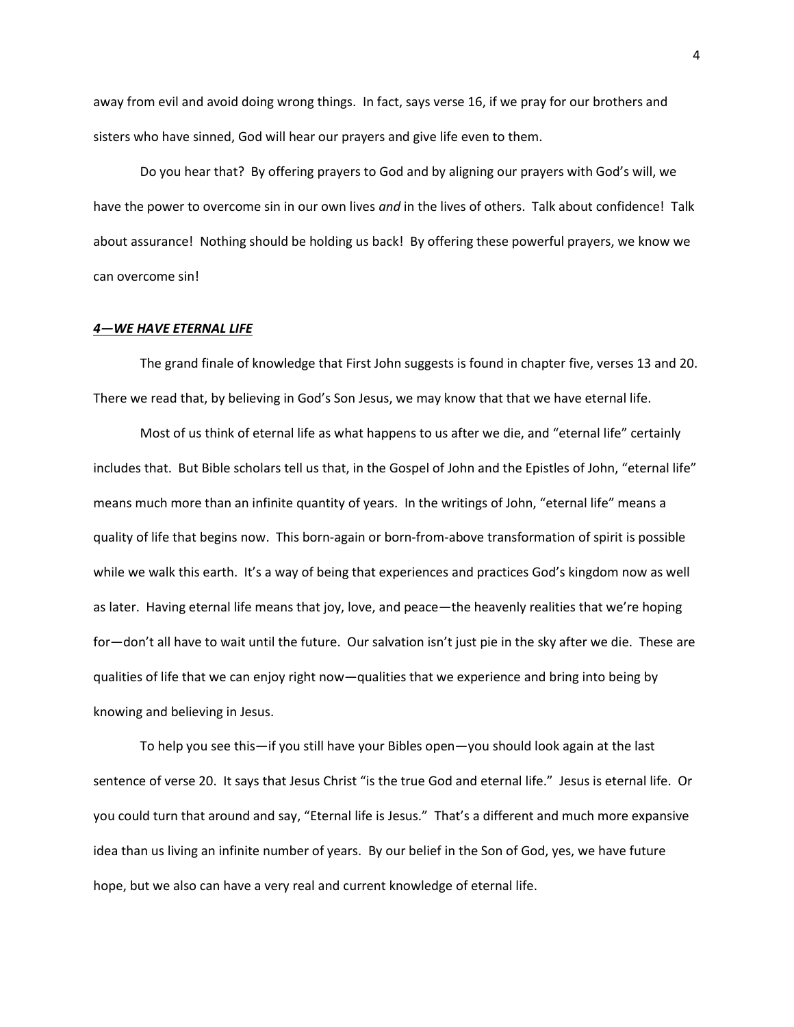away from evil and avoid doing wrong things. In fact, says verse 16, if we pray for our brothers and sisters who have sinned, God will hear our prayers and give life even to them.

Do you hear that? By offering prayers to God and by aligning our prayers with God's will, we have the power to overcome sin in our own lives *and* in the lives of others. Talk about confidence! Talk about assurance! Nothing should be holding us back! By offering these powerful prayers, we know we can overcome sin!

### ***4—WE HAVE ETERNAL LIFE***

The grand finale of knowledge that First John suggests is found in chapter five, verses 13 and 20. There we read that, by believing in God's Son Jesus, we may know that that we have eternal life.

Most of us think of eternal life as what happens to us after we die, and "eternal life" certainly includes that. But Bible scholars tell us that, in the Gospel of John and the Epistles of John, "eternal life" means much more than an infinite quantity of years. In the writings of John, "eternal life" means a quality of life that begins now. This born-again or born-from-above transformation of spirit is possible while we walk this earth. It's a way of being that experiences and practices God's kingdom now as well as later. Having eternal life means that joy, love, and peace—the heavenly realities that we're hoping for—don't all have to wait until the future. Our salvation isn't just pie in the sky after we die. These are qualities of life that we can enjoy right now—qualities that we experience and bring into being by knowing and believing in Jesus.

To help you see this—if you still have your Bibles open—you should look again at the last sentence of verse 20. It says that Jesus Christ "is the true God and eternal life." Jesus is eternal life. Or you could turn that around and say, "Eternal life is Jesus." That's a different and much more expansive idea than us living an infinite number of years. By our belief in the Son of God, yes, we have future hope, but we also can have a very real and current knowledge of eternal life.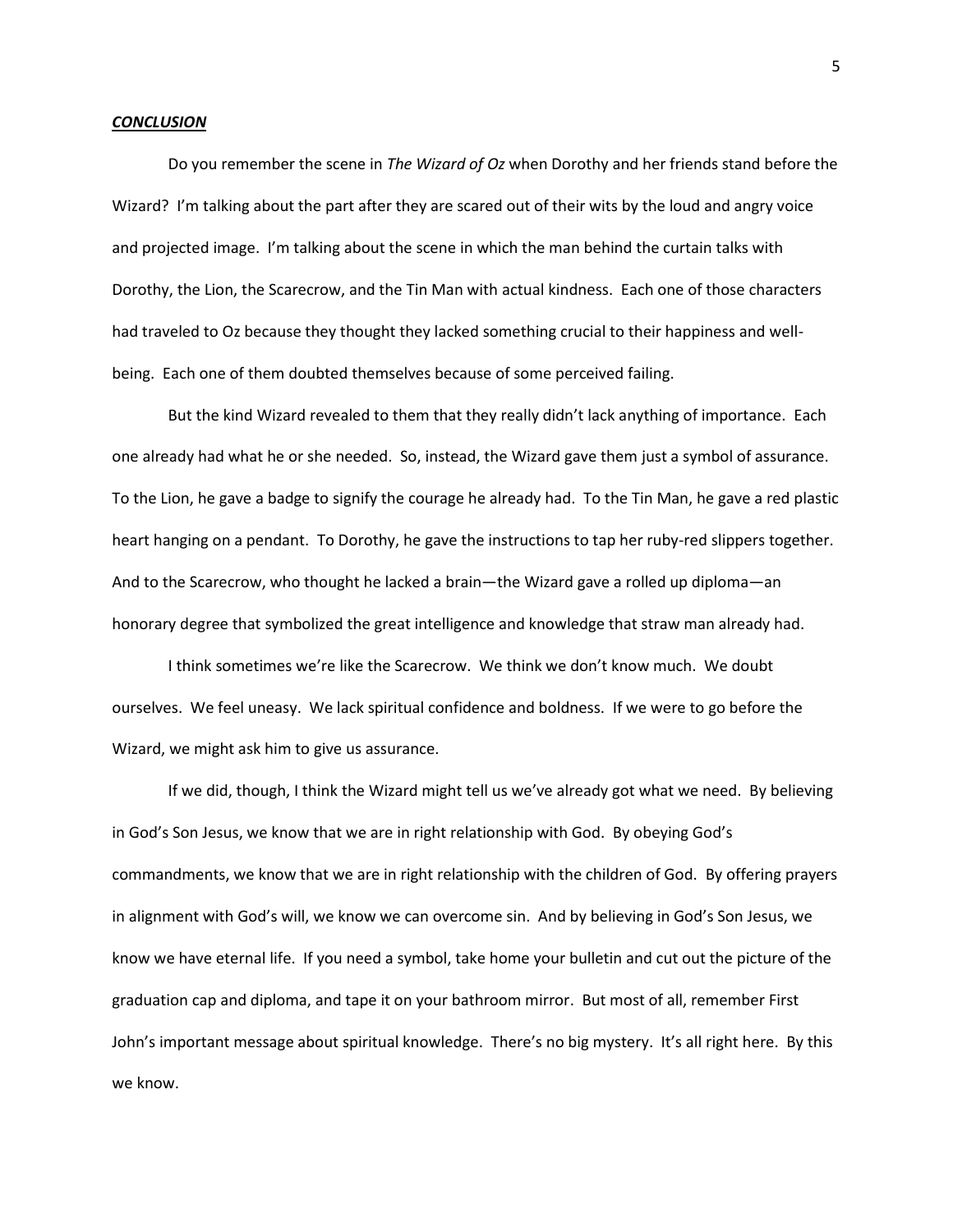***CONCLUSION***

Do you remember the scene in *The Wizard of Oz* when Dorothy and her friends stand before the Wizard? I'm talking about the part after they are scared out of their wits by the loud and angry voice and projected image. I'm talking about the scene in which the man behind the curtain talks with Dorothy, the Lion, the Scarecrow, and the Tin Man with actual kindness. Each one of those characters had traveled to Oz because they thought they lacked something crucial to their happiness and well-being. Each one of them doubted themselves because of some perceived failing.

But the kind Wizard revealed to them that they really didn't lack anything of importance. Each one already had what he or she needed. So, instead, the Wizard gave them just a symbol of assurance. To the Lion, he gave a badge to signify the courage he already had. To the Tin Man, he gave a red plastic heart hanging on a pendant. To Dorothy, he gave the instructions to tap her ruby-red slippers together. And to the Scarecrow, who thought he lacked a brain—the Wizard gave a rolled up diploma—an honorary degree that symbolized the great intelligence and knowledge that straw man already had.

I think sometimes we're like the Scarecrow. We think we don't know much. We doubt ourselves. We feel uneasy. We lack spiritual confidence and boldness. If we were to go before the Wizard, we might ask him to give us assurance.

If we did, though, I think the Wizard might tell us we've already got what we need. By believing in God's Son Jesus, we know that we are in right relationship with God. By obeying God's commandments, we know that we are in right relationship with the children of God. By offering prayers in alignment with God's will, we know we can overcome sin. And by believing in God's Son Jesus, we know we have eternal life. If you need a symbol, take home your bulletin and cut out the picture of the graduation cap and diploma, and tape it on your bathroom mirror. But most of all, remember First John's important message about spiritual knowledge. There's no big mystery. It's all right here. By this we know.